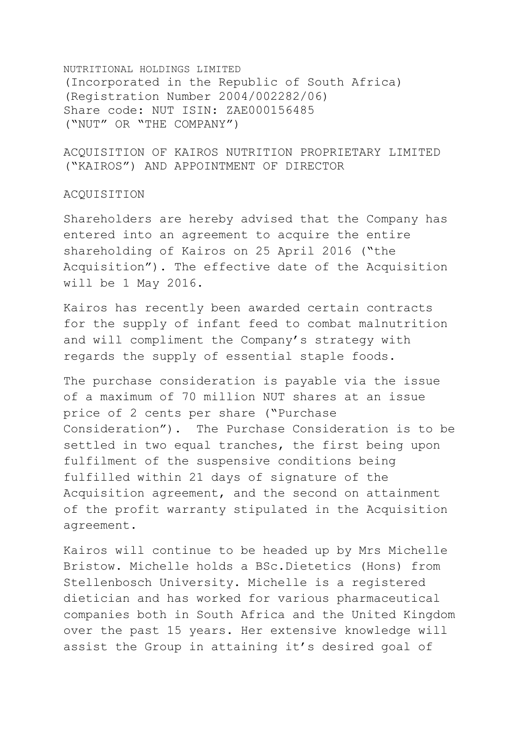NUTRITIONAL HOLDINGS LIMITED
(Incorporated in the Republic of South Africa)
(Registration Number 2004/002282/06)
Share code: NUT ISIN: ZAE000156485
("NUT" OR "THE COMPANY")

## ACQUISITION OF KAIROS NUTRITION PROPRIETARY LIMITED ("KAIROS") AND APPOINTMENT OF DIRECTOR

### ACQUISITION

Shareholders are hereby advised that the Company has entered into an agreement to acquire the entire shareholding of Kairos on 25 April 2016 ("the Acquisition"). The effective date of the Acquisition will be 1 May 2016.

Kairos has recently been awarded certain contracts for the supply of infant feed to combat malnutrition and will compliment the Company's strategy with regards the supply of essential staple foods.

The purchase consideration is payable via the issue of a maximum of 70 million NUT shares at an issue price of 2 cents per share ("Purchase Consideration"). The Purchase Consideration is to be settled in two equal tranches, the first being upon fulfilment of the suspensive conditions being fulfilled within 21 days of signature of the Acquisition agreement, and the second on attainment of the profit warranty stipulated in the Acquisition agreement.

Kairos will continue to be headed up by Mrs Michelle Bristow. Michelle holds a BSc.Dietetics (Hons) from Stellenbosch University. Michelle is a registered dietician and has worked for various pharmaceutical companies both in South Africa and the United Kingdom over the past 15 years. Her extensive knowledge will assist the Group in attaining it's desired goal of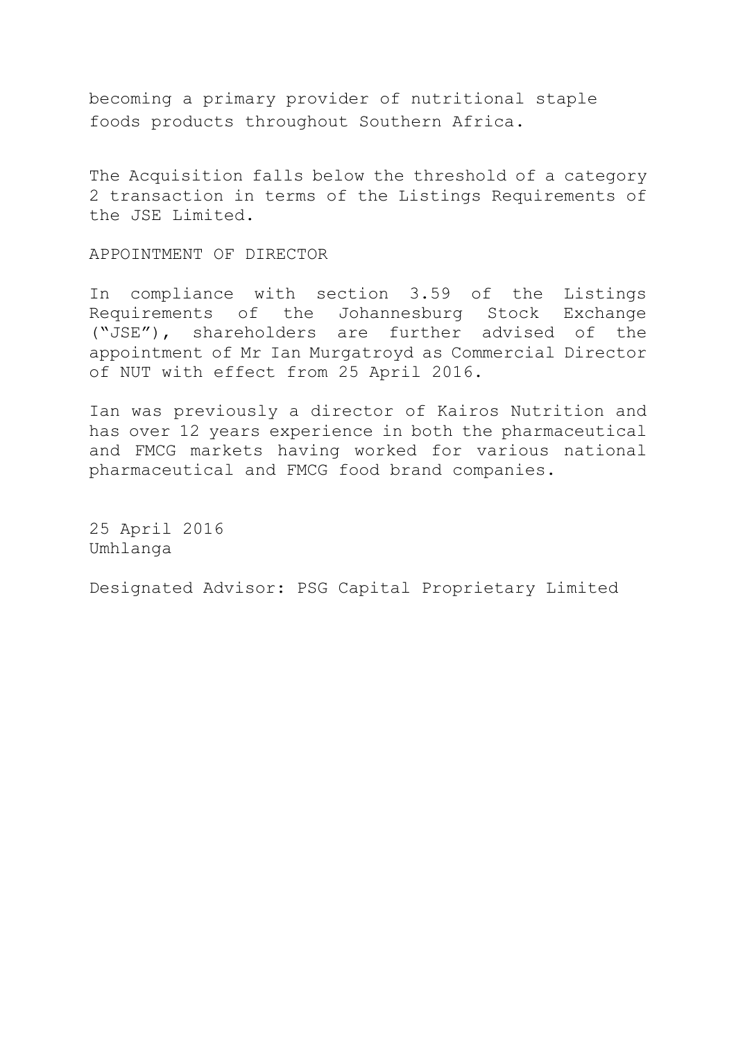becoming a primary provider of nutritional staple foods products throughout Southern Africa.

The Acquisition falls below the threshold of a category 2 transaction in terms of the Listings Requirements of the JSE Limited.

## APPOINTMENT OF DIRECTOR

In compliance with section 3.59 of the Listings Requirements of the Johannesburg Stock Exchange ("JSE"), shareholders are further advised of the appointment of Mr Ian Murgatroyd as Commercial Director of NUT with effect from 25 April 2016.

Ian was previously a director of Kairos Nutrition and has over 12 years experience in both the pharmaceutical and FMCG markets having worked for various national pharmaceutical and FMCG food brand companies.

25 April 2016
Umhlanga

Designated Advisor: PSG Capital Proprietary Limited